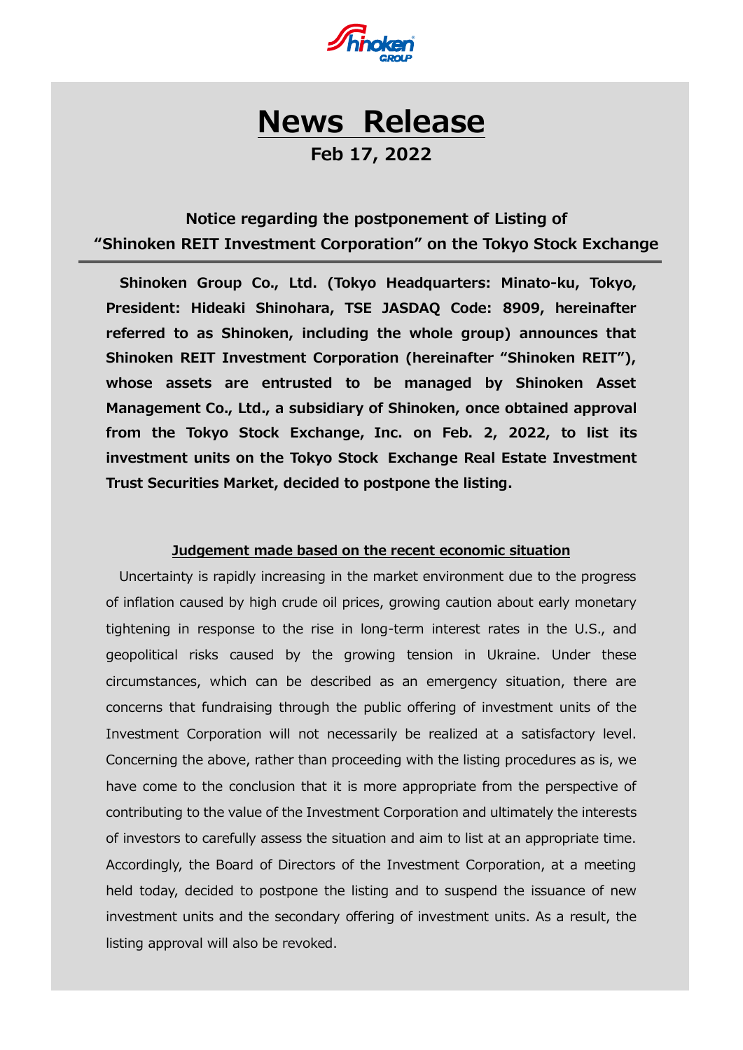# News Release

**Feb 17, 2022**

## Notice regarding the postponement of Listing of "Shinoken REIT Investment Corporation" on the Tokyo Stock Exchange

**Shinoken Group Co., Ltd. (Tokyo Headquarters: Minato-ku, Tokyo, President: Hideaki Shinohara, TSE JASDAQ Code: 8909, hereinafter referred to as Shinoken, including the whole group) announces that Shinoken REIT Investment Corporation (hereinafter "Shinoken REIT"), whose assets are entrusted to be managed by Shinoken Asset Management Co., Ltd., a subsidiary of Shinoken, once obtained approval from the Tokyo Stock Exchange, Inc. on Feb. 2, 2022, to list its investment units on the Tokyo Stock Exchange Real Estate Investment Trust Securities Market, decided to postpone the listing.**

### Judgement made based on the recent economic situation

Uncertainty is rapidly increasing in the market environment due to the progress of inflation caused by high crude oil prices, growing caution about early monetary tightening in response to the rise in long-term interest rates in the U.S., and geopolitical risks caused by the growing tension in Ukraine. Under these circumstances, which can be described as an emergency situation, there are concerns that fundraising through the public offering of investment units of the Investment Corporation will not necessarily be realized at a satisfactory level. Concerning the above, rather than proceeding with the listing procedures as is, we have come to the conclusion that it is more appropriate from the perspective of contributing to the value of the Investment Corporation and ultimately the interests of investors to carefully assess the situation and aim to list at an appropriate time. Accordingly, the Board of Directors of the Investment Corporation, at a meeting held today, decided to postpone the listing and to suspend the issuance of new investment units and the secondary offering of investment units. As a result, the listing approval will also be revoked.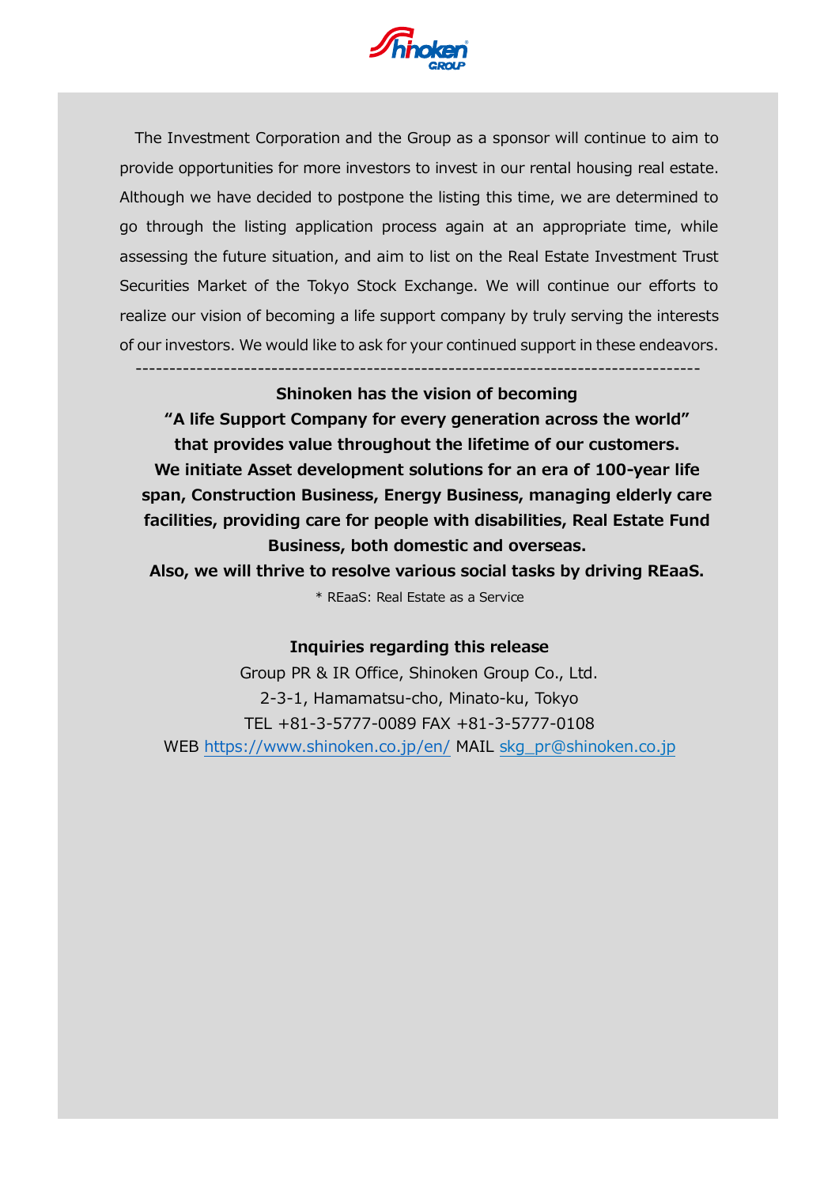The Investment Corporation and the Group as a sponsor will continue to aim to provide opportunities for more investors to invest in our rental housing real estate. Although we have decided to postpone the listing this time, we are determined to go through the listing application process again at an appropriate time, while assessing the future situation, and aim to list on the Real Estate Investment Trust Securities Market of the Tokyo Stock Exchange. We will continue our efforts to realize our vision of becoming a life support company by truly serving the interests of our investors. We would like to ask for your continued support in these endeavors.

---

**Shinoken has the vision of becoming**
**“A life Support Company for every generation across the world”**
**that provides value throughout the lifetime of our customers.**
**We initiate Asset development solutions for an era of 100-year life span, Construction Business, Energy Business, managing elderly care facilities, providing care for people with disabilities, Real Estate Fund Business, both domestic and overseas.**
**Also, we will thrive to resolve various social tasks by driving REaaS.**

\* REaaS: Real Estate as a Service

**Inquiries regarding this release**

Group PR & IR Office, Shinoken Group Co., Ltd.
2-3-1, Hamamatsu-cho, Minato-ku, Tokyo
TEL +81-3-5777-0089 FAX +81-3-5777-0108
WEB https://www.shinoken.co.jp/en/ MAIL skg_pr@shinoken.co.jp